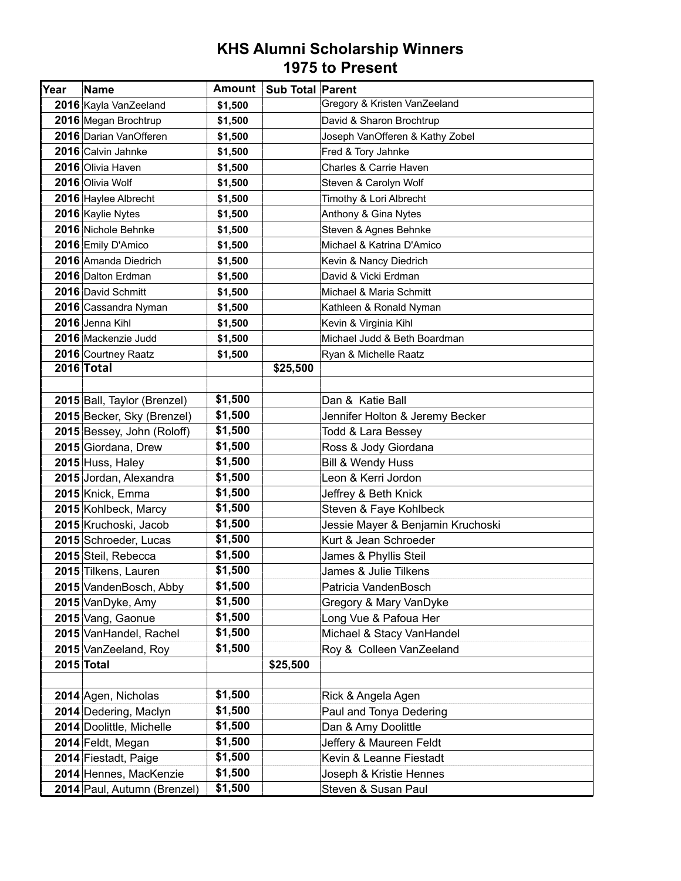# KHS Alumni Scholarship Winners
## 1975 to Present

| Year | Name | Amount | Sub Total | Parent |
|---|---|---|---|---|
| **2016** | Kayla VanZeeland | **$1,500** | | Gregory & Kristen VanZeeland |
| **2016** | Megan Brochtrup | **$1,500** | | David & Sharon Brochtrup |
| **2016** | Darian VanOfferen | **$1,500** | | Joseph VanOfferen & Kathy Zobel |
| **2016** | Calvin Jahnke | **$1,500** | | Fred & Tory Jahnke |
| **2016** | Olivia Haven | **$1,500** | | Charles & Carrie Haven |
| **2016** | Olivia Wolf | **$1,500** | | Steven & Carolyn Wolf |
| **2016** | Haylee Albrecht | **$1,500** | | Timothy & Lori Albrecht |
| **2016** | Kaylie Nytes | **$1,500** | | Anthony & Gina Nytes |
| **2016** | Nichole Behnke | **$1,500** | | Steven & Agnes Behnke |
| **2016** | Emily D'Amico | **$1,500** | | Michael & Katrina D'Amico |
| **2016** | Amanda Diedrich | **$1,500** | | Kevin & Nancy Diedrich |
| **2016** | Dalton Erdman | **$1,500** | | David & Vicki Erdman |
| **2016** | David Schmitt | **$1,500** | | Michael & Maria Schmitt |
| **2016** | Cassandra Nyman | **$1,500** | | Kathleen & Ronald Nyman |
| **2016** | Jenna Kihl | **$1,500** | | Kevin & Virginia Kihl |
| **2016** | Mackenzie Judd | **$1,500** | | Michael Judd & Beth Boardman |
| **2016** | Courtney Raatz | **$1,500** | | Ryan & Michelle Raatz |
| **2016** | **Total** | | **$25,500** | |
| | | | | |
| **2015** | Ball, Taylor (Brenzel) | **$1,500** | | Dan & Katie Ball |
| **2015** | Becker, Sky (Brenzel) | **$1,500** | | Jennifer Holton & Jeremy Becker |
| **2015** | Bessey, John (Roloff) | **$1,500** | | Todd & Lara Bessey |
| **2015** | Giordana, Drew | **$1,500** | | Ross & Jody Giordana |
| **2015** | Huss, Haley | **$1,500** | | Bill & Wendy Huss |
| **2015** | Jordan, Alexandra | **$1,500** | | Leon & Kerri Jordon |
| **2015** | Knick, Emma | **$1,500** | | Jeffrey & Beth Knick |
| **2015** | Kohlbeck, Marcy | **$1,500** | | Steven & Faye Kohlbeck |
| **2015** | Kruchoski, Jacob | **$1,500** | | Jessie Mayer & Benjamin Kruchoski |
| **2015** | Schroeder, Lucas | **$1,500** | | Kurt & Jean Schroeder |
| **2015** | Steil, Rebecca | **$1,500** | | James & Phyllis Steil |
| **2015** | Tilkens, Lauren | **$1,500** | | James & Julie Tilkens |
| **2015** | VandenBosch, Abby | **$1,500** | | Patricia VandenBosch |
| **2015** | VanDyke, Amy | **$1,500** | | Gregory & Mary VanDyke |
| **2015** | Vang, Gaonue | **$1,500** | | Long Vue & Pafoua Her |
| **2015** | VanHandel, Rachel | **$1,500** | | Michael & Stacy VanHandel |
| **2015** | VanZeeland, Roy | **$1,500** | | Roy & Colleen VanZeeland |
| **2015** | **Total** | | **$25,500** | |
| | | | | |
| **2014** | Agen, Nicholas | **$1,500** | | Rick & Angela Agen |
| **2014** | Dedering, Maclyn | **$1,500** | | Paul and Tonya Dedering |
| **2014** | Doolittle, Michelle | **$1,500** | | Dan & Amy Doolittle |
| **2014** | Feldt, Megan | **$1,500** | | Jeffery & Maureen Feldt |
| **2014** | Fiestadt, Paige | **$1,500** | | Kevin & Leanne Fiestadt |
| **2014** | Hennes, MacKenzie | **$1,500** | | Joseph & Kristie Hennes |
| **2014** | Paul, Autumn (Brenzel) | **$1,500** | | Steven & Susan Paul |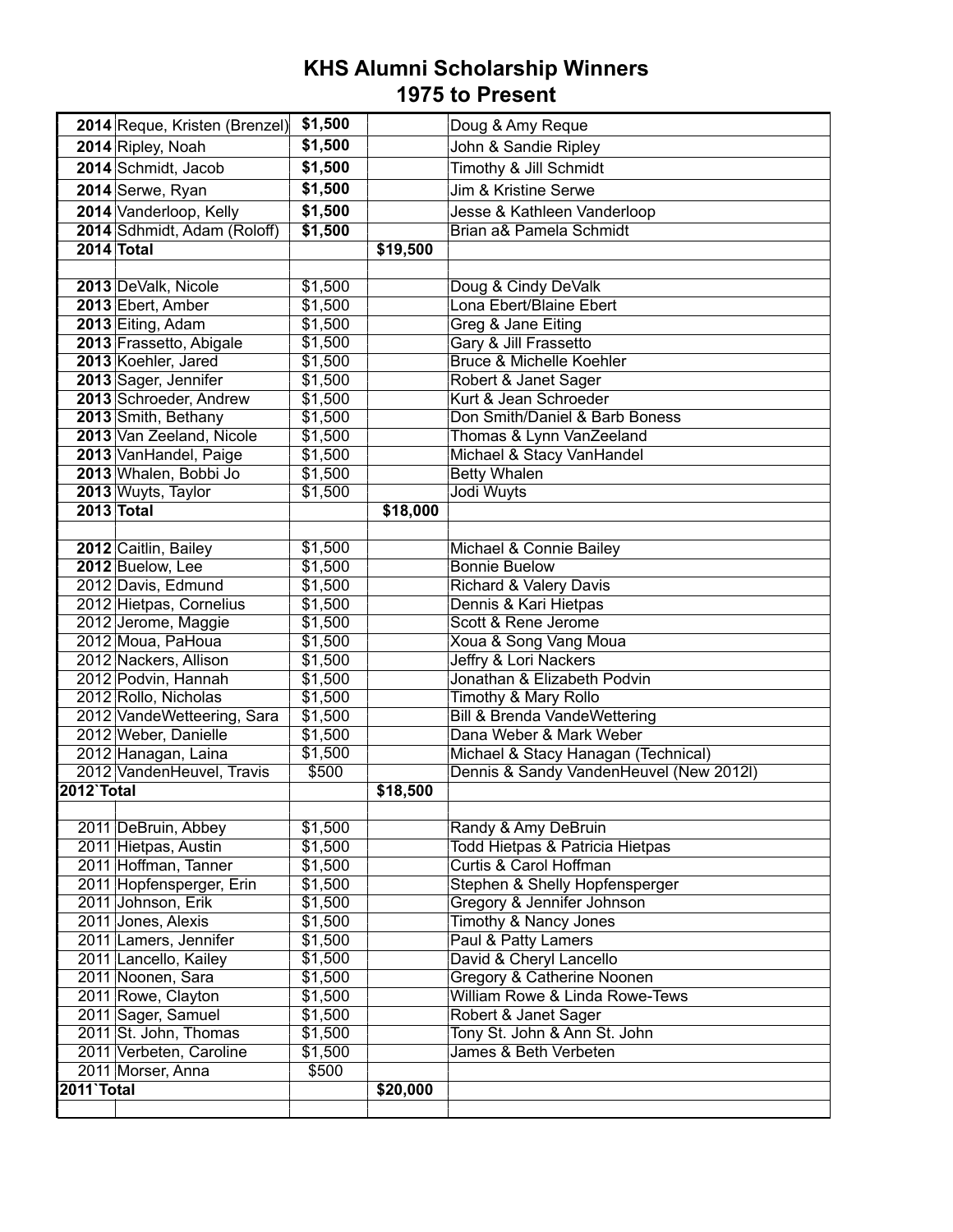# KHS Alumni Scholarship Winners
## 1975 to Present

| Year | Name | Amount | Total | Parents |
|---|---|---|---|---|
| **2014** | Reque, Kristen (Brenzel) | **$1,500** | | Doug & Amy Reque |
| **2014** | Ripley, Noah | **$1,500** | | John & Sandie Ripley |
| **2014** | Schmidt, Jacob | **$1,500** | | Timothy & Jill Schmidt |
| **2014** | Serwe, Ryan | **$1,500** | | Jim & Kristine Serwe |
| **2014** | Vanderloop, Kelly | **$1,500** | | Jesse & Kathleen Vanderloop |
| **2014** | Sdhmidt, Adam (Roloff) | **$1,500** | | Brian a& Pamela Schmidt |
| **2014** | **Total** | | **$19,500** | |
| | | | | |
| **2013** | DeValk, Nicole | $1,500 | | Doug & Cindy DeValk |
| **2013** | Ebert, Amber | $1,500 | | Lona Ebert/Blaine Ebert |
| **2013** | Eiting, Adam | $1,500 | | Greg & Jane Eiting |
| **2013** | Frassetto, Abigale | $1,500 | | Gary & Jill Frassetto |
| **2013** | Koehler, Jared | $1,500 | | Bruce & Michelle Koehler |
| **2013** | Sager, Jennifer | $1,500 | | Robert & Janet Sager |
| **2013** | Schroeder, Andrew | $1,500 | | Kurt & Jean Schroeder |
| **2013** | Smith, Bethany | $1,500 | | Don Smith/Daniel & Barb Boness |
| **2013** | Van Zeeland, Nicole | $1,500 | | Thomas & Lynn VanZeeland |
| **2013** | VanHandel, Paige | $1,500 | | Michael & Stacy VanHandel |
| **2013** | Whalen, Bobbi Jo | $1,500 | | Betty Whalen |
| **2013** | Wuyts, Taylor | $1,500 | | Jodi Wuyts |
| **2013** | **Total** | | **$18,000** | |
| | | | | |
| **2012** | Caitlin, Bailey | $1,500 | | Michael & Connie Bailey |
| **2012** | Buelow, Lee | $1,500 | | Bonnie Buelow |
| 2012 | Davis, Edmund | $1,500 | | Richard & Valery Davis |
| 2012 | Hietpas, Cornelius | $1,500 | | Dennis & Kari Hietpas |
| 2012 | Jerome, Maggie | $1,500 | | Scott & Rene Jerome |
| 2012 | Moua, PaHoua | $1,500 | | Xoua & Song Vang Moua |
| 2012 | Nackers, Allison | $1,500 | | Jeffry & Lori Nackers |
| 2012 | Podvin, Hannah | $1,500 | | Jonathan & Elizabeth Podvin |
| 2012 | Rollo, Nicholas | $1,500 | | Timothy & Mary Rollo |
| 2012 | VandeWetteering, Sara | $1,500 | | Bill & Brenda VandeWettering |
| 2012 | Weber, Danielle | $1,500 | | Dana Weber & Mark Weber |
| 2012 | Hanagan, Laina | $1,500 | | Michael & Stacy Hanagan (Technical) |
| 2012 | VandenHeuvel, Travis | $500 | | Dennis & Sandy VandenHeuvel (New 2012l) |
| **2012`Total** | | | **$18,500** | |
| | | | | |
| 2011 | DeBruin, Abbey | $1,500 | | Randy & Amy DeBruin |
| 2011 | Hietpas, Austin | $1,500 | | Todd Hietpas & Patricia Hietpas |
| 2011 | Hoffman, Tanner | $1,500 | | Curtis & Carol Hoffman |
| 2011 | Hopfensperger, Erin | $1,500 | | Stephen & Shelly Hopfensperger |
| 2011 | Johnson, Erik | $1,500 | | Gregory & Jennifer Johnson |
| 2011 | Jones, Alexis | $1,500 | | Timothy & Nancy Jones |
| 2011 | Lamers, Jennifer | $1,500 | | Paul & Patty Lamers |
| 2011 | Lancello, Kailey | $1,500 | | David & Cheryl Lancello |
| 2011 | Noonen, Sara | $1,500 | | Gregory & Catherine Noonen |
| 2011 | Rowe, Clayton | $1,500 | | William Rowe & Linda Rowe-Tews |
| 2011 | Sager, Samuel | $1,500 | | Robert & Janet Sager |
| 2011 | St. John, Thomas | $1,500 | | Tony St. John & Ann St. John |
| 2011 | Verbeten, Caroline | $1,500 | | James & Beth Verbeten |
| 2011 | Morser, Anna | $500 | | |
| **2011`Total** | | | **$20,000** | |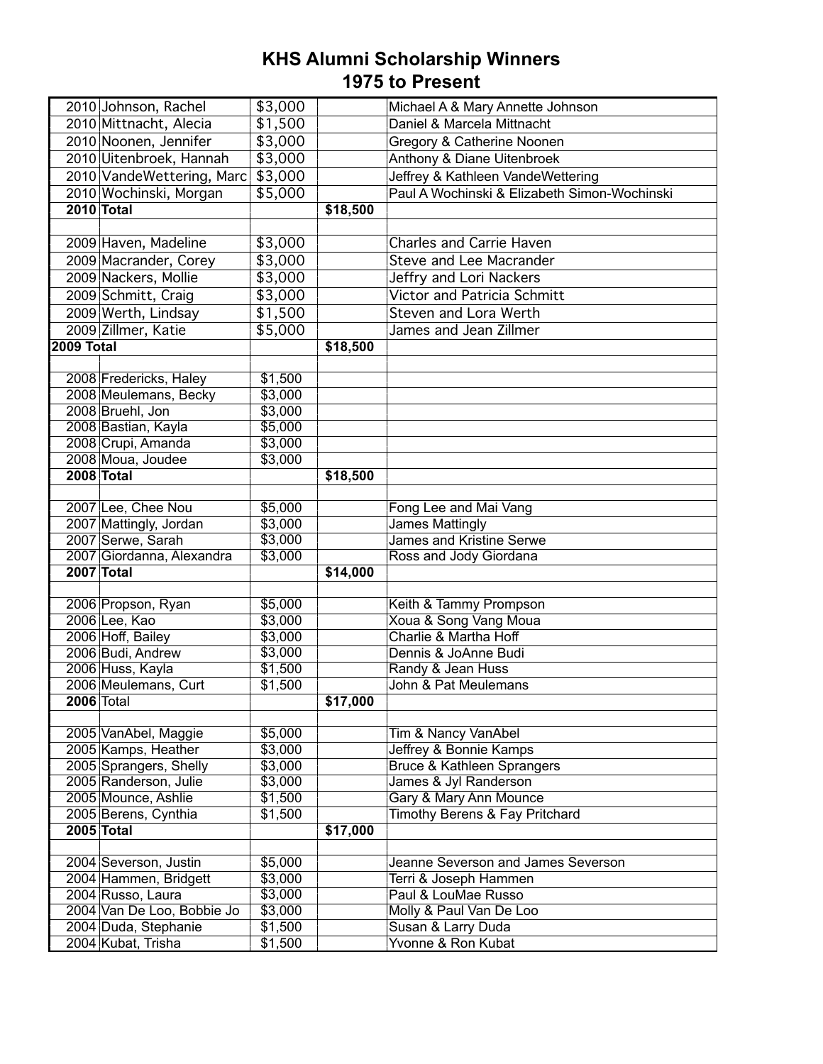# KHS Alumni Scholarship Winners
## 1975 to Present

| Year | Name | Amount | Total | Parents |
|---|---|---|---|---|
| 2010 | Johnson, Rachel | $3,000 | | Michael A & Mary Annette Johnson |
| 2010 | Mittnacht, Alecia | $1,500 | | Daniel & Marcela Mittnacht |
| 2010 | Noonen, Jennifer | $3,000 | | Gregory & Catherine Noonen |
| 2010 | Uitenbroek, Hannah | $3,000 | | Anthony & Diane Uitenbroek |
| 2010 | VandeWettering, Marc | $3,000 | | Jeffrey & Kathleen VandeWettering |
| 2010 | Wochinski, Morgan | $5,000 | | Paul A Wochinski & Elizabeth Simon-Wochinski |
| **2010** | **Total** | | **$18,500** | |
| | | | | |
| 2009 | Haven, Madeline | $3,000 | | Charles and Carrie Haven |
| 2009 | Macrander, Corey | $3,000 | | Steve and Lee Macrander |
| 2009 | Nackers, Mollie | $3,000 | | Jeffry and Lori Nackers |
| 2009 | Schmitt, Craig | $3,000 | | Victor and Patricia Schmitt |
| 2009 | Werth, Lindsay | $1,500 | | Steven and Lora Werth |
| 2009 | Zillmer, Katie | $5,000 | | James and Jean Zillmer |
| **2009 Total** | | | **$18,500** | |
| | | | | |
| 2008 | Fredericks, Haley | $1,500 | | |
| 2008 | Meulemans, Becky | $3,000 | | |
| 2008 | Bruehl, Jon | $3,000 | | |
| 2008 | Bastian, Kayla | $5,000 | | |
| 2008 | Crupi, Amanda | $3,000 | | |
| 2008 | Moua, Joudee | $3,000 | | |
| **2008** | **Total** | | **$18,500** | |
| | | | | |
| 2007 | Lee, Chee Nou | $5,000 | | Fong Lee and Mai Vang |
| 2007 | Mattingly, Jordan | $3,000 | | James Mattingly |
| 2007 | Serwe, Sarah | $3,000 | | James and Kristine Serwe |
| 2007 | Giordanna, Alexandra | $3,000 | | Ross and Jody Giordana |
| **2007** | **Total** | | **$14,000** | |
| | | | | |
| 2006 | Propson, Ryan | $5,000 | | Keith & Tammy Prompson |
| 2006 | Lee, Kao | $3,000 | | Xoua & Song Vang Moua |
| 2006 | Hoff, Bailey | $3,000 | | Charlie & Martha Hoff |
| 2006 | Budi, Andrew | $3,000 | | Dennis & JoAnne Budi |
| 2006 | Huss, Kayla | $1,500 | | Randy & Jean Huss |
| 2006 | Meulemans, Curt | $1,500 | | John & Pat Meulemans |
| **2006** | Total | | **$17,000** | |
| | | | | |
| 2005 | VanAbel, Maggie | $5,000 | | Tim & Nancy VanAbel |
| 2005 | Kamps, Heather | $3,000 | | Jeffrey & Bonnie Kamps |
| 2005 | Sprangers, Shelly | $3,000 | | Bruce & Kathleen Sprangers |
| 2005 | Randerson, Julie | $3,000 | | James & Jyl Randerson |
| 2005 | Mounce, Ashlie | $1,500 | | Gary & Mary Ann Mounce |
| 2005 | Berens, Cynthia | $1,500 | | Timothy Berens & Fay Pritchard |
| **2005** | **Total** | | **$17,000** | |
| | | | | |
| 2004 | Severson, Justin | $5,000 | | Jeanne Severson and James Severson |
| 2004 | Hammen, Bridgett | $3,000 | | Terri & Joseph Hammen |
| 2004 | Russo, Laura | $3,000 | | Paul & LouMae Russo |
| 2004 | Van De Loo, Bobbie Jo | $3,000 | | Molly & Paul Van De Loo |
| 2004 | Duda, Stephanie | $1,500 | | Susan & Larry Duda |
| 2004 | Kubat, Trisha | $1,500 | | Yvonne & Ron Kubat |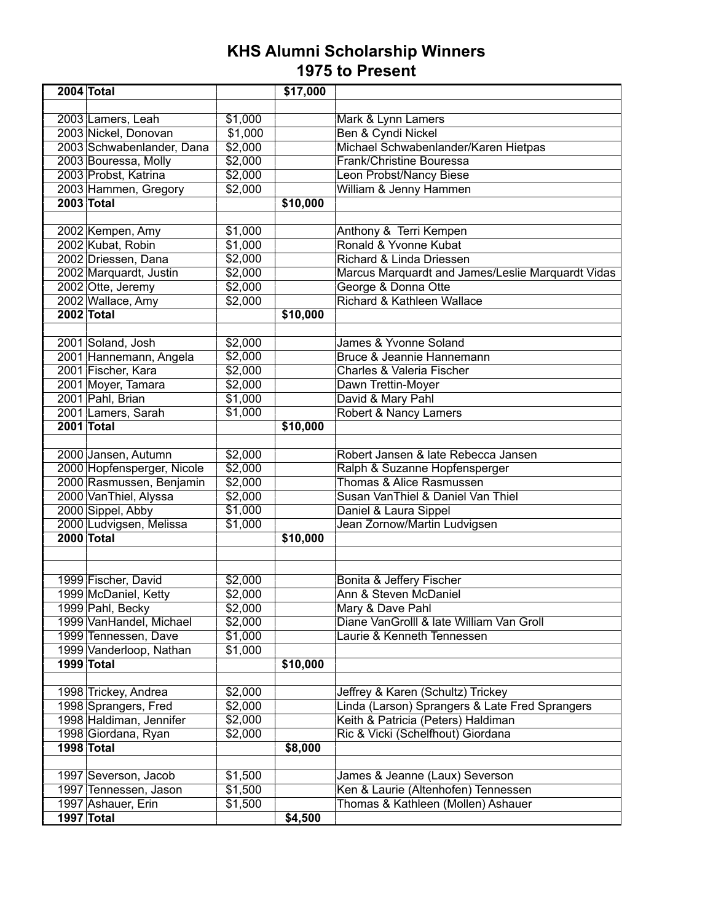# KHS Alumni Scholarship Winners
## 1975 to Present

| | | | | |
|---|---|---|---|---|
| **2004** | **Total** | | **$17,000** | |
| | | | | |
| 2003 | Lamers, Leah | $1,000 | | Mark & Lynn Lamers |
| 2003 | Nickel, Donovan | $1,000 | | Ben & Cyndi Nickel |
| 2003 | Schwabenlander, Dana | $2,000 | | Michael Schwabenlander/Karen Hietpas |
| 2003 | Bouressa, Molly | $2,000 | | Frank/Christine Bouressa |
| 2003 | Probst, Katrina | $2,000 | | Leon Probst/Nancy Biese |
| 2003 | Hammen, Gregory | $2,000 | | William & Jenny Hammen |
| **2003** | **Total** | | **$10,000** | |
| | | | | |
| 2002 | Kempen, Amy | $1,000 | | Anthony & Terri Kempen |
| 2002 | Kubat, Robin | $1,000 | | Ronald & Yvonne Kubat |
| 2002 | Driessen, Dana | $2,000 | | Richard & Linda Driessen |
| 2002 | Marquardt, Justin | $2,000 | | Marcus Marquardt and James/Leslie Marquardt Vidas |
| 2002 | Otte, Jeremy | $2,000 | | George & Donna Otte |
| 2002 | Wallace, Amy | $2,000 | | Richard & Kathleen Wallace |
| **2002** | **Total** | | **$10,000** | |
| | | | | |
| 2001 | Soland, Josh | $2,000 | | James & Yvonne Soland |
| 2001 | Hannemann, Angela | $2,000 | | Bruce & Jeannie Hannemann |
| 2001 | Fischer, Kara | $2,000 | | Charles & Valeria Fischer |
| 2001 | Moyer, Tamara | $2,000 | | Dawn Trettin-Moyer |
| 2001 | Pahl, Brian | $1,000 | | David & Mary Pahl |
| 2001 | Lamers, Sarah | $1,000 | | Robert & Nancy Lamers |
| **2001** | **Total** | | **$10,000** | |
| | | | | |
| 2000 | Jansen, Autumn | $2,000 | | Robert Jansen & late Rebecca Jansen |
| 2000 | Hopfensperger, Nicole | $2,000 | | Ralph & Suzanne Hopfensperger |
| 2000 | Rasmussen, Benjamin | $2,000 | | Thomas & Alice Rasmussen |
| 2000 | VanThiel, Alyssa | $2,000 | | Susan VanThiel & Daniel Van Thiel |
| 2000 | Sippel, Abby | $1,000 | | Daniel & Laura Sippel |
| 2000 | Ludvigsen, Melissa | $1,000 | | Jean Zornow/Martin Ludvigsen |
| **2000** | **Total** | | **$10,000** | |
| | | | | |
| | | | | |
| 1999 | Fischer, David | $2,000 | | Bonita & Jeffery Fischer |
| 1999 | McDaniel, Ketty | $2,000 | | Ann & Steven McDaniel |
| 1999 | Pahl, Becky | $2,000 | | Mary & Dave Pahl |
| 1999 | VanHandel, Michael | $2,000 | | Diane VanGrolll & late William Van Groll |
| 1999 | Tennessen, Dave | $1,000 | | Laurie & Kenneth Tennessen |
| 1999 | Vanderloop, Nathan | $1,000 | | |
| **1999** | **Total** | | **$10,000** | |
| | | | | |
| 1998 | Trickey, Andrea | $2,000 | | Jeffrey & Karen (Schultz) Trickey |
| 1998 | Sprangers, Fred | $2,000 | | Linda (Larson) Sprangers & Late Fred Sprangers |
| 1998 | Haldiman, Jennifer | $2,000 | | Keith & Patricia (Peters) Haldiman |
| 1998 | Giordana, Ryan | $2,000 | | Ric & Vicki (Schelfhout) Giordana |
| **1998** | **Total** | | **$8,000** | |
| | | | | |
| 1997 | Severson, Jacob | $1,500 | | James & Jeanne (Laux) Severson |
| 1997 | Tennessen, Jason | $1,500 | | Ken & Laurie (Altenhofen) Tennessen |
| 1997 | Ashauer, Erin | $1,500 | | Thomas & Kathleen (Mollen) Ashauer |
| **1997** | **Total** | | **$4,500** | |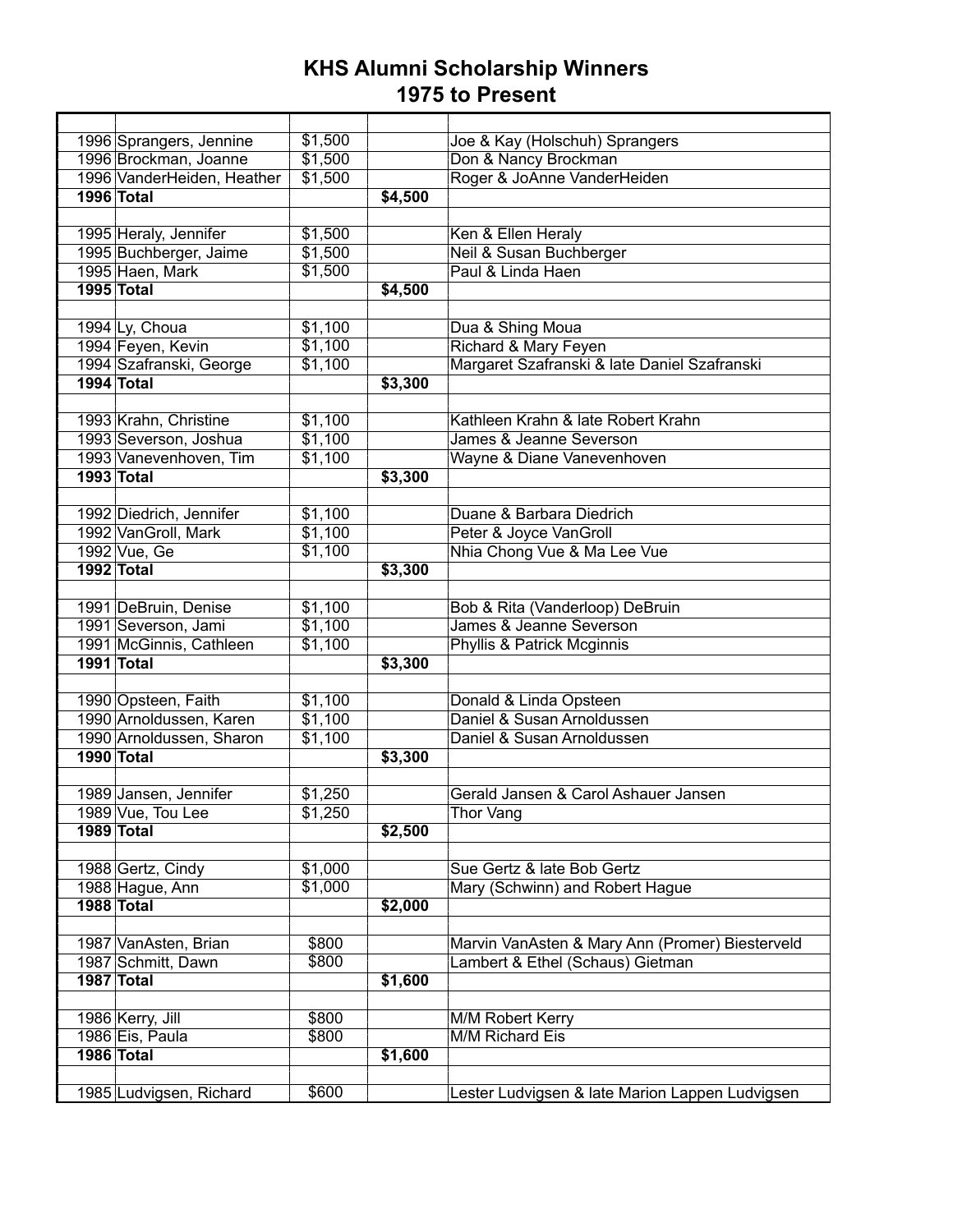# KHS Alumni Scholarship Winners
## 1975 to Present

| Year | Name | Amount | Total | Parents |
|---|---|---|---|---|
| 1996 | Sprangers, Jennine | $1,500 | | Joe & Kay (Holschuh) Sprangers |
| 1996 | Brockman, Joanne | $1,500 | | Don & Nancy Brockman |
| 1996 | VanderHeiden, Heather | $1,500 | | Roger & JoAnne VanderHeiden |
| **1996** | **Total** | | **$4,500** | |
| | | | | |
| 1995 | Heraly, Jennifer | $1,500 | | Ken & Ellen Heraly |
| 1995 | Buchberger, Jaime | $1,500 | | Neil & Susan Buchberger |
| 1995 | Haen, Mark | $1,500 | | Paul & Linda Haen |
| **1995** | **Total** | | **$4,500** | |
| | | | | |
| 1994 | Ly, Choua | $1,100 | | Dua & Shing Moua |
| 1994 | Feyen, Kevin | $1,100 | | Richard & Mary Feyen |
| 1994 | Szafranski, George | $1,100 | | Margaret Szafranski & late Daniel Szafranski |
| **1994** | **Total** | | **$3,300** | |
| | | | | |
| 1993 | Krahn, Christine | $1,100 | | Kathleen Krahn & late Robert Krahn |
| 1993 | Severson, Joshua | $1,100 | | James & Jeanne Severson |
| 1993 | Vanevenhoven, Tim | $1,100 | | Wayne & Diane Vanevenhoven |
| **1993** | **Total** | | **$3,300** | |
| | | | | |
| 1992 | Diedrich, Jennifer | $1,100 | | Duane & Barbara Diedrich |
| 1992 | VanGroll, Mark | $1,100 | | Peter & Joyce VanGroll |
| 1992 | Vue, Ge | $1,100 | | Nhia Chong Vue & Ma Lee Vue |
| **1992** | **Total** | | **$3,300** | |
| | | | | |
| 1991 | DeBruin, Denise | $1,100 | | Bob & Rita (Vanderloop) DeBruin |
| 1991 | Severson, Jami | $1,100 | | James & Jeanne Severson |
| 1991 | McGinnis, Cathleen | $1,100 | | Phyllis & Patrick Mcginnis |
| **1991** | **Total** | | **$3,300** | |
| | | | | |
| 1990 | Opsteen, Faith | $1,100 | | Donald & Linda Opsteen |
| 1990 | Arnoldussen, Karen | $1,100 | | Daniel & Susan Arnoldussen |
| 1990 | Arnoldussen, Sharon | $1,100 | | Daniel & Susan Arnoldussen |
| **1990** | **Total** | | **$3,300** | |
| | | | | |
| 1989 | Jansen, Jennifer | $1,250 | | Gerald Jansen & Carol Ashauer Jansen |
| 1989 | Vue, Tou Lee | $1,250 | | Thor Vang |
| **1989** | **Total** | | **$2,500** | |
| | | | | |
| 1988 | Gertz, Cindy | $1,000 | | Sue Gertz & late Bob Gertz |
| 1988 | Hague, Ann | $1,000 | | Mary (Schwinn) and Robert Hague |
| **1988** | **Total** | | **$2,000** | |
| | | | | |
| 1987 | VanAsten, Brian | $800 | | Marvin VanAsten & Mary Ann (Promer) Biesterveld |
| 1987 | Schmitt, Dawn | $800 | | Lambert & Ethel (Schaus) Gietman |
| **1987** | **Total** | | **$1,600** | |
| | | | | |
| 1986 | Kerry, Jill | $800 | | M/M Robert Kerry |
| 1986 | Eis, Paula | $800 | | M/M Richard Eis |
| **1986** | **Total** | | **$1,600** | |
| | | | | |
| 1985 | Ludvigsen, Richard | $600 | | Lester Ludvigsen & late Marion Lappen Ludvigsen |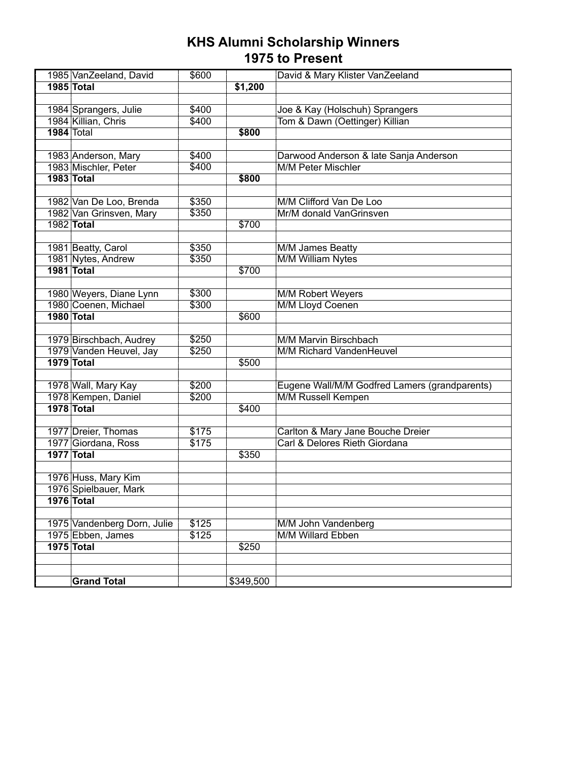# KHS Alumni Scholarship Winners
## 1975 to Present

| | | | | |
|---|---|---|---|---|
| 1985 | VanZeeland, David | $600 | | David & Mary Klister VanZeeland |
| **1985** | **Total** | | **$1,200** | |
| | | | | |
| 1984 | Sprangers, Julie | $400 | | Joe & Kay (Holschuh) Sprangers |
| 1984 | Killian, Chris | $400 | | Tom & Dawn (Oettinger) Killian |
| **1984** | Total | | **$800** | |
| | | | | |
| 1983 | Anderson, Mary | $400 | | Darwood Anderson & late Sanja Anderson |
| 1983 | Mischler, Peter | $400 | | M/M Peter Mischler |
| **1983** | **Total** | | **$800** | |
| | | | | |
| 1982 | Van De Loo, Brenda | $350 | | M/M Clifford Van De Loo |
| 1982 | Van Grinsven, Mary | $350 | | Mr/M donald VanGrinsven |
| 1982 | **Total** | | $700 | |
| | | | | |
| 1981 | Beatty, Carol | $350 | | M/M James Beatty |
| 1981 | Nytes, Andrew | $350 | | M/M William Nytes |
| **1981** | **Total** | | $700 | |
| | | | | |
| 1980 | Weyers, Diane Lynn | $300 | | M/M Robert Weyers |
| 1980 | Coenen, Michael | $300 | | M/M Lloyd Coenen |
| **1980** | **Total** | | $600 | |
| | | | | |
| 1979 | Birschbach, Audrey | $250 | | M/M Marvin Birschbach |
| 1979 | Vanden Heuvel, Jay | $250 | | M/M Richard VandenHeuvel |
| **1979** | **Total** | | $500 | |
| | | | | |
| 1978 | Wall, Mary Kay | $200 | | Eugene Wall/M/M Godfred Lamers (grandparents) |
| 1978 | Kempen, Daniel | $200 | | M/M Russell Kempen |
| **1978** | **Total** | | $400 | |
| | | | | |
| 1977 | Dreier, Thomas | $175 | | Carlton & Mary Jane Bouche Dreier |
| 1977 | Giordana, Ross | $175 | | Carl & Delores Rieth Giordana |
| **1977** | **Total** | | $350 | |
| | | | | |
| 1976 | Huss, Mary Kim | | | |
| 1976 | Spielbauer, Mark | | | |
| **1976** | **Total** | | | |
| | | | | |
| 1975 | Vandenberg Dorn, Julie | $125 | | M/M John Vandenberg |
| 1975 | Ebben, James | $125 | | M/M Willard Ebben |
| **1975** | **Total** | | $250 | |
| | | | | |
| | | | | |
| | **Grand Total** | | $349,500 | |